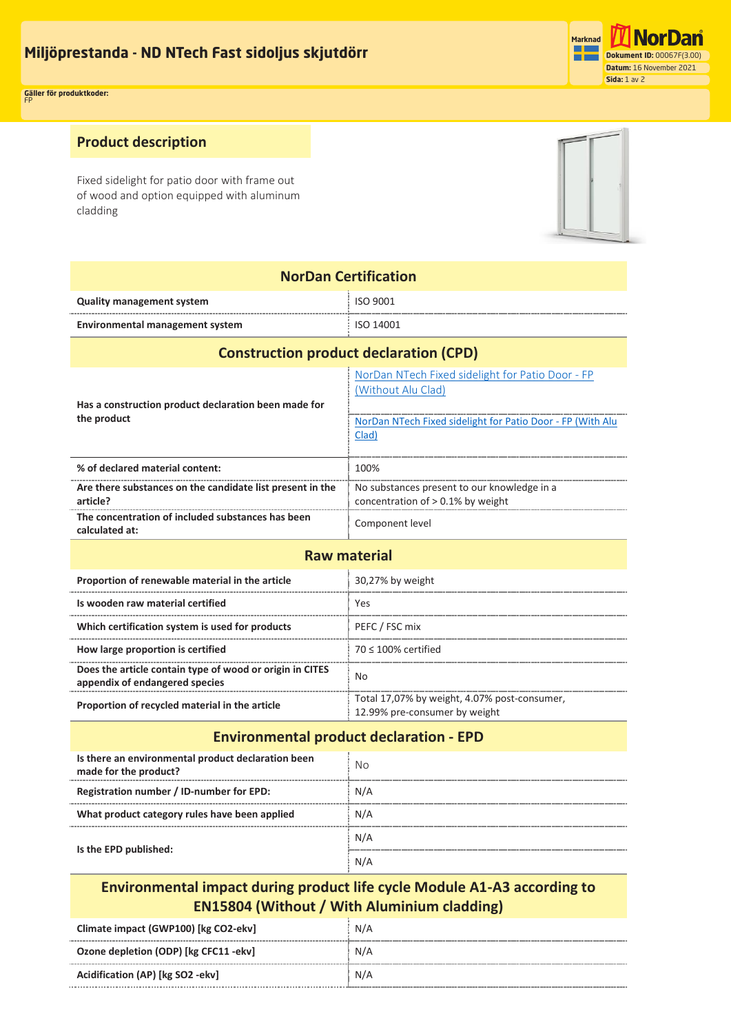# Miljöprestanda - ND NTech Fast sidoljus skjutdörr

**Gäller för produktkoder:**
FP

## Product description

Fixed sidelight for patio door with frame out of wood and option equipped with aluminum cladding

| NorDan Certification | |
|---|---|
| **Quality management system** | ISO 9001 |
| **Environmental management system** | ISO 14001 |
| **Construction product declaration (CPD)** | |
| **Has a construction product declaration been made for the product** | NorDan NTech Fixed sidelight for Patio Door - FP (Without Alu Clad)<br>NorDan NTech Fixed sidelight for Patio Door - FP (With Alu Clad) |
| **% of declared material content:** | 100% |
| **Are there substances on the candidate list present in the article?** | No substances present to our knowledge in a concentration of > 0.1% by weight |
| **The concentration of included substances has been calculated at:** | Component level |
| **Raw material** | |
| **Proportion of renewable material in the article** | 30,27% by weight |
| **Is wooden raw material certified** | Yes |
| **Which certification system is used for products** | PEFC / FSC mix |
| **How large proportion is certified** | 70 ≤ 100% certified |
| **Does the article contain type of wood or origin in CITES appendix of endangered species** | No |
| **Proportion of recycled material in the article** | Total 17,07% by weight, 4.07% post-consumer, 12.99% pre-consumer by weight |
| **Environmental product declaration - EPD** | |
| **Is there an environmental product declaration been made for the product?** | No |
| **Registration number / ID-number for EPD:** | N/A |
| **What product category rules have been applied** | N/A |
| **Is the EPD published:** | N/A<br>N/A |
| **Environmental impact during product life cycle Module A1-A3 according to EN15804 (Without / With Aluminium cladding)** | |
| **Climate impact (GWP100) [kg CO2-ekv]** | N/A |
| **Ozone depletion (ODP) [kg CFC11 -ekv]** | N/A |
| **Acidification (AP) [kg SO2 -ekv]** | N/A |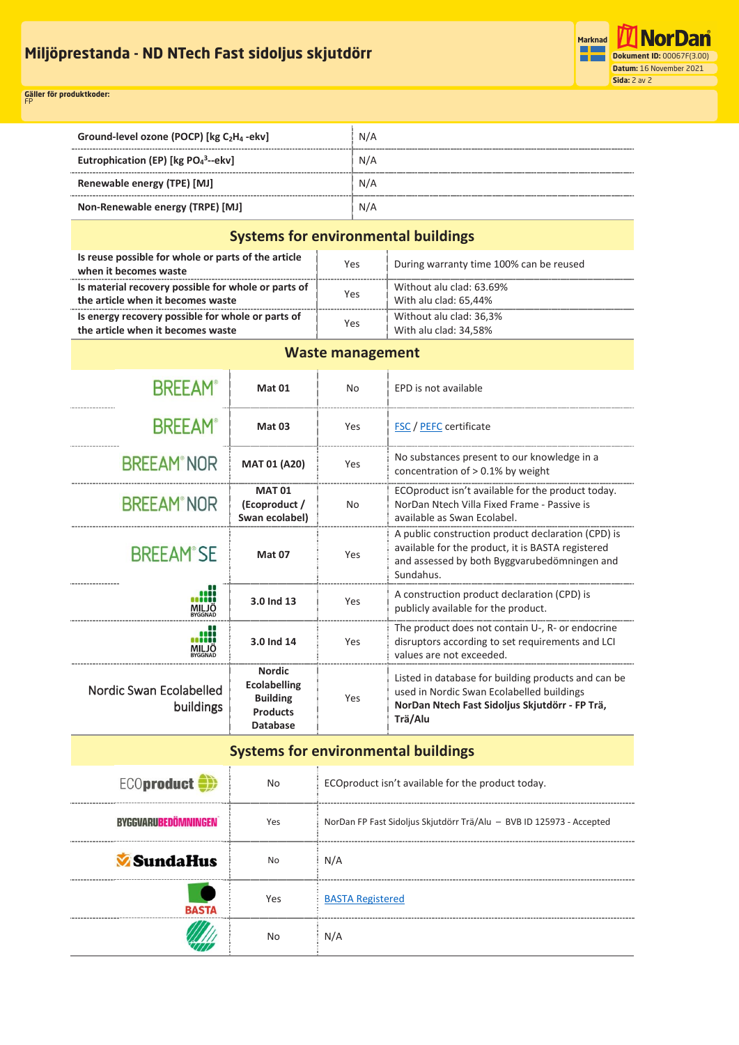| | |
|---|---|
| Ground-level ozone (POCP) [kg $C_2H_4$ -ekv] | N/A |
| Eutrophication (EP) [kg $PO_4^{3-}$-ekv] | N/A |
| Renewable energy (TPE) [MJ] | N/A |
| Non-Renewable energy (TRPE) [MJ] | N/A |

## Systems for environmental buildings

| | | |
|---|---|---|
| Is reuse possible for whole or parts of the article when it becomes waste | Yes | During warranty time 100% can be reused |
| Is material recovery possible for whole or parts of the article when it becomes waste | Yes | Without alu clad: 63.69%<br>With alu clad: 65,44% |
| Is energy recovery possible for whole or parts of the article when it becomes waste | Yes | Without alu clad: 36,3%<br>With alu clad: 34,58% |

## Waste management

| | | | |
|---|---|---|---|
| BREEAM | Mat 01 | No | EPD is not available |
| BREEAM | Mat 03 | Yes | FSC / PEFC certificate |
| BREEAM NOR | MAT 01 (A20) | Yes | No substances present to our knowledge in a concentration of > 0.1% by weight |
| BREEAM NOR | MAT 01 (Ecoproduct / Swan ecolabel) | No | ECOproduct isn't available for the product today. NorDan Ntech Villa Fixed Frame - Passive is available as Swan Ecolabel. |
| BREEAM SE | Mat 07 | Yes | A public construction product declaration (CPD) is available for the product, it is BASTA registered and assessed by both Byggvarubedömningen and Sundahus. |
| MILJÖ BYGGNAD | 3.0 Ind 13 | Yes | A construction product declaration (CPD) is publicly available for the product. |
| MILJÖ BYGGNAD | 3.0 Ind 14 | Yes | The product does not contain U-, R- or endocrine disruptors according to set requirements and LCI values are not exceeded. |
| Nordic Swan Ecolabelled buildings | Nordic Ecolabelling Building Products Database | Yes | Listed in database for building products and can be used in Nordic Swan Ecolabelled buildings **NorDan Ntech Fast Sidoljus Skjutdörr - FP Trä, Trä/Alu** |

## Systems for environmental buildings

| | | |
|---|---|---|
| ECOproduct | No | ECOproduct isn't available for the product today. |
| BYGGVARUBEDÖMNINGEN | Yes | NorDan FP Fast Sidoljus Skjutdörr Trä/Alu – BVB ID 125973 - Accepted |
| SundaHus | No | N/A |
| BASTA | Yes | BASTA Registered |
| | No | N/A |